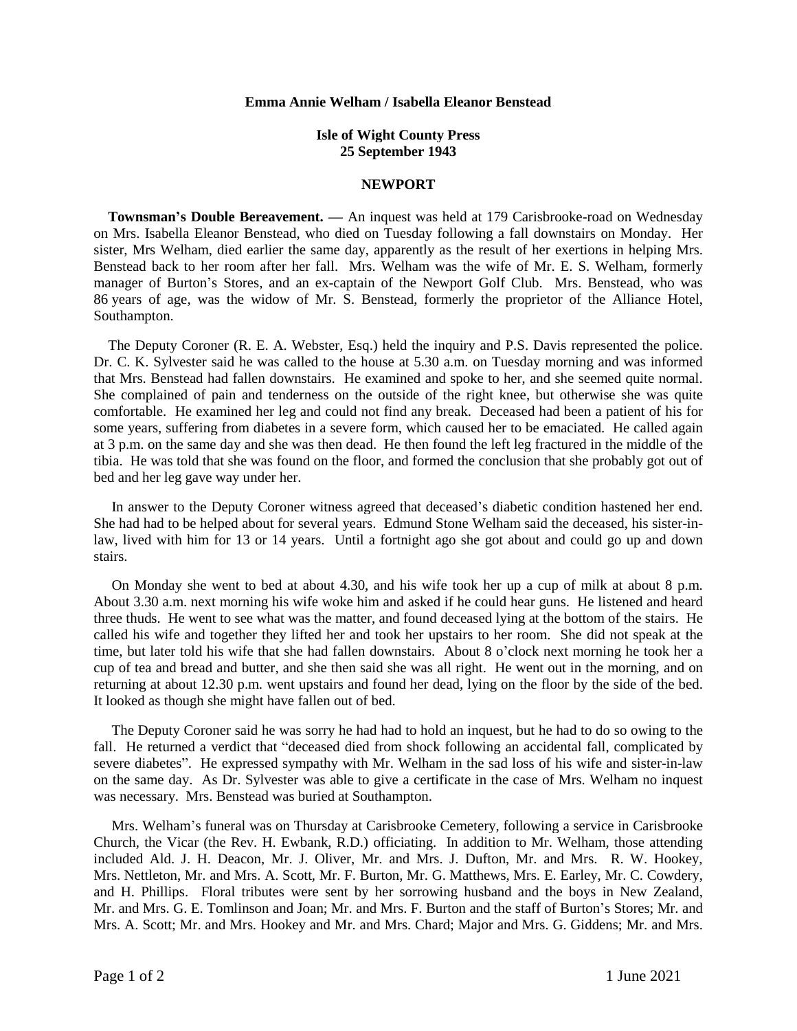**Emma Annie Welham / Isabella Eleanor Benstead**

**Isle of Wight County Press**
**25 September 1943**

**NEWPORT**

**Townsman's Double Bereavement. —** An inquest was held at 179 Carisbrooke-road on Wednesday on Mrs. Isabella Eleanor Benstead, who died on Tuesday following a fall downstairs on Monday. Her sister, Mrs Welham, died earlier the same day, apparently as the result of her exertions in helping Mrs. Benstead back to her room after her fall. Mrs. Welham was the wife of Mr. E. S. Welham, formerly manager of Burton's Stores, and an ex-captain of the Newport Golf Club. Mrs. Benstead, who was 86 years of age, was the widow of Mr. S. Benstead, formerly the proprietor of the Alliance Hotel, Southampton.

The Deputy Coroner (R. E. A. Webster, Esq.) held the inquiry and P.S. Davis represented the police. Dr. C. K. Sylvester said he was called to the house at 5.30 a.m. on Tuesday morning and was informed that Mrs. Benstead had fallen downstairs. He examined and spoke to her, and she seemed quite normal. She complained of pain and tenderness on the outside of the right knee, but otherwise she was quite comfortable. He examined her leg and could not find any break. Deceased had been a patient of his for some years, suffering from diabetes in a severe form, which caused her to be emaciated. He called again at 3 p.m. on the same day and she was then dead. He then found the left leg fractured in the middle of the tibia. He was told that she was found on the floor, and formed the conclusion that she probably got out of bed and her leg gave way under her.

In answer to the Deputy Coroner witness agreed that deceased's diabetic condition hastened her end. She had had to be helped about for several years. Edmund Stone Welham said the deceased, his sister-in-law, lived with him for 13 or 14 years. Until a fortnight ago she got about and could go up and down stairs.

On Monday she went to bed at about 4.30, and his wife took her up a cup of milk at about 8 p.m. About 3.30 a.m. next morning his wife woke him and asked if he could hear guns. He listened and heard three thuds. He went to see what was the matter, and found deceased lying at the bottom of the stairs. He called his wife and together they lifted her and took her upstairs to her room. She did not speak at the time, but later told his wife that she had fallen downstairs. About 8 o'clock next morning he took her a cup of tea and bread and butter, and she then said she was all right. He went out in the morning, and on returning at about 12.30 p.m. went upstairs and found her dead, lying on the floor by the side of the bed. It looked as though she might have fallen out of bed.

The Deputy Coroner said he was sorry he had had to hold an inquest, but he had to do so owing to the fall. He returned a verdict that "deceased died from shock following an accidental fall, complicated by severe diabetes". He expressed sympathy with Mr. Welham in the sad loss of his wife and sister-in-law on the same day. As Dr. Sylvester was able to give a certificate in the case of Mrs. Welham no inquest was necessary. Mrs. Benstead was buried at Southampton.

Mrs. Welham's funeral was on Thursday at Carisbrooke Cemetery, following a service in Carisbrooke Church, the Vicar (the Rev. H. Ewbank, R.D.) officiating. In addition to Mr. Welham, those attending included Ald. J. H. Deacon, Mr. J. Oliver, Mr. and Mrs. J. Dufton, Mr. and Mrs. R. W. Hookey, Mrs. Nettleton, Mr. and Mrs. A. Scott, Mr. F. Burton, Mr. G. Matthews, Mrs. E. Earley, Mr. C. Cowdery, and H. Phillips. Floral tributes were sent by her sorrowing husband and the boys in New Zealand, Mr. and Mrs. G. E. Tomlinson and Joan; Mr. and Mrs. F. Burton and the staff of Burton's Stores; Mr. and Mrs. A. Scott; Mr. and Mrs. Hookey and Mr. and Mrs. Chard; Major and Mrs. G. Giddens; Mr. and Mrs.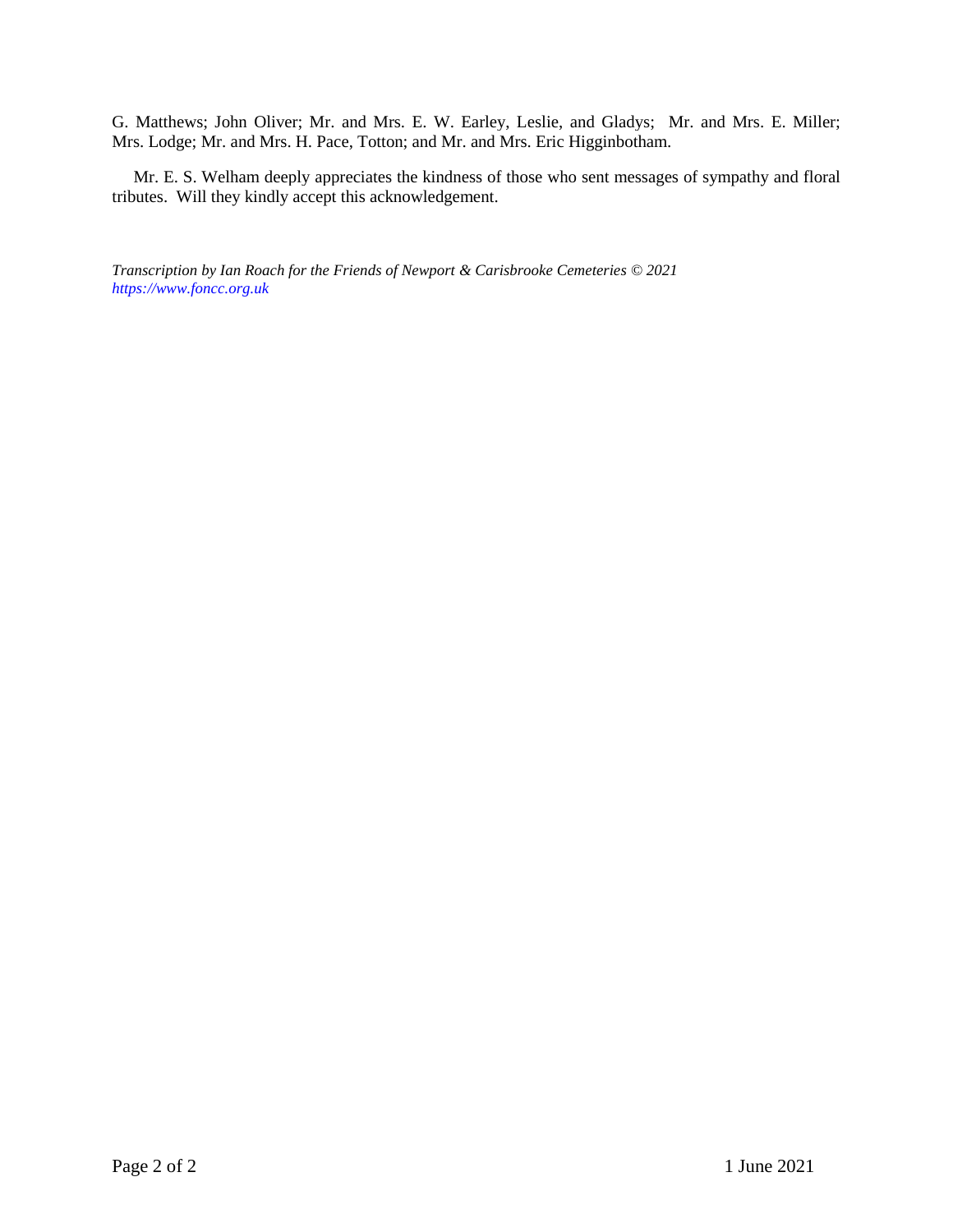G. Matthews; John Oliver; Mr. and Mrs. E. W. Earley, Leslie, and Gladys; Mr. and Mrs. E. Miller; Mrs. Lodge; Mr. and Mrs. H. Pace, Totton; and Mr. and Mrs. Eric Higginbotham.

Mr. E. S. Welham deeply appreciates the kindness of those who sent messages of sympathy and floral tributes. Will they kindly accept this acknowledgement.

*Transcription by Ian Roach for the Friends of Newport & Carisbrooke Cemeteries © 2021*
*https://www.foncc.org.uk*